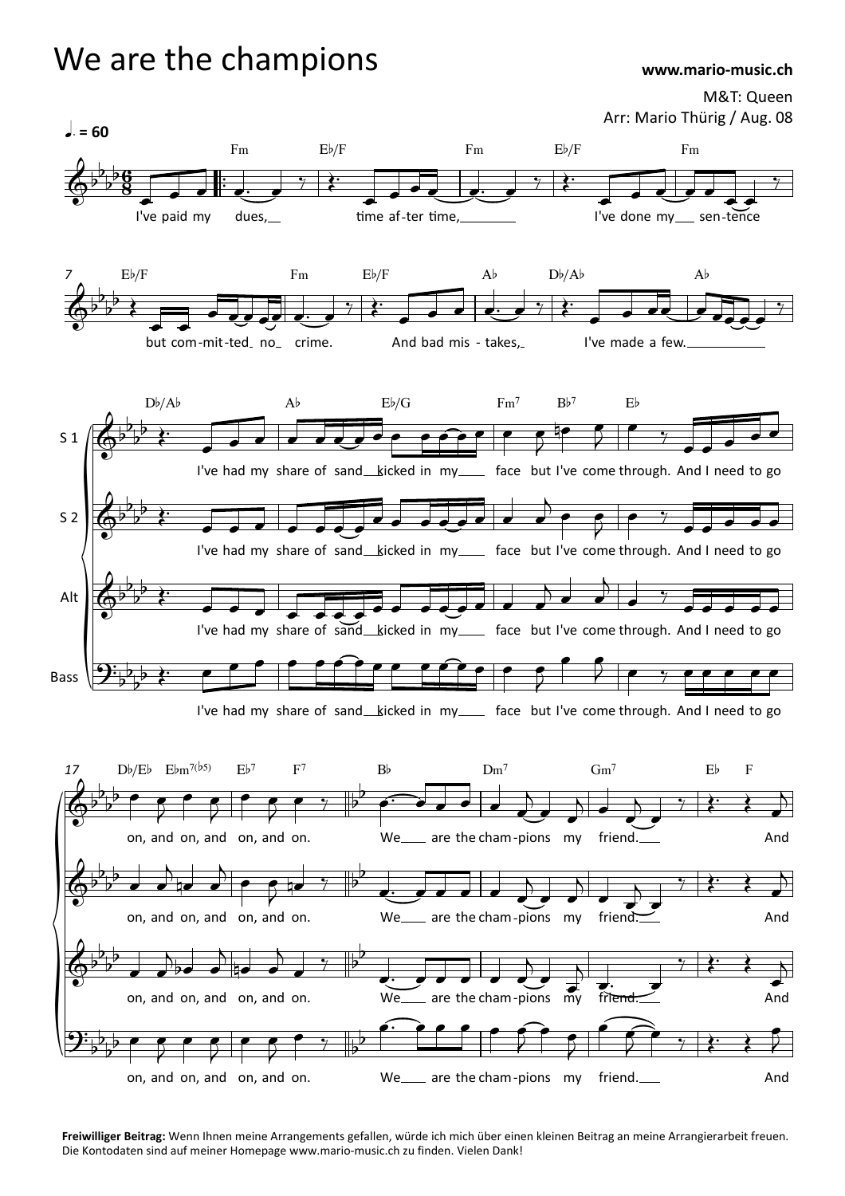# We are the champions

**www.mario-music.ch**

M&T: Queen

Arr: Mario Thürig / Aug. 08

**Freiwilliger Beitrag:** Wenn Ihnen meine Arrangements gefallen, würde ich mich über einen kleinen Beitrag an meine Arrangierarbeit freuen. Die Kontodaten sind auf meiner Homepage www.mario-music.ch zu finden. Vielen Dank!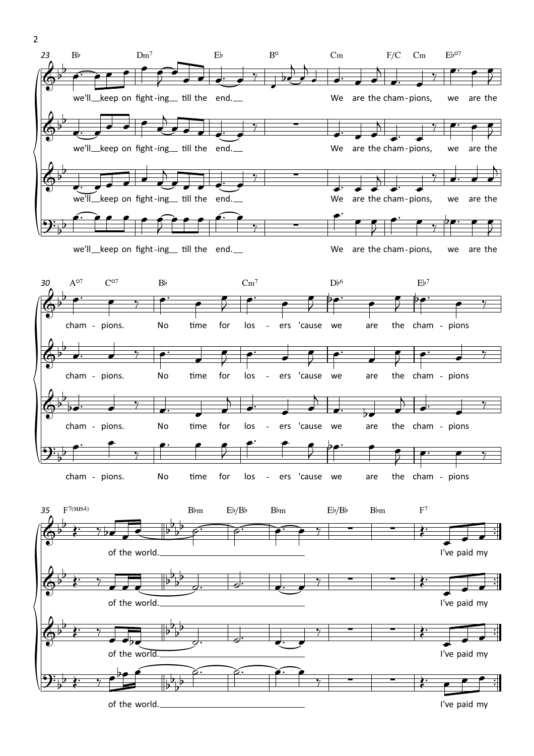we'll keep on fight-ing till the end. We are the cham-pions, we are the

cham - pions. No time for los - ers 'cause we are the cham - pions

of the world. I've paid my